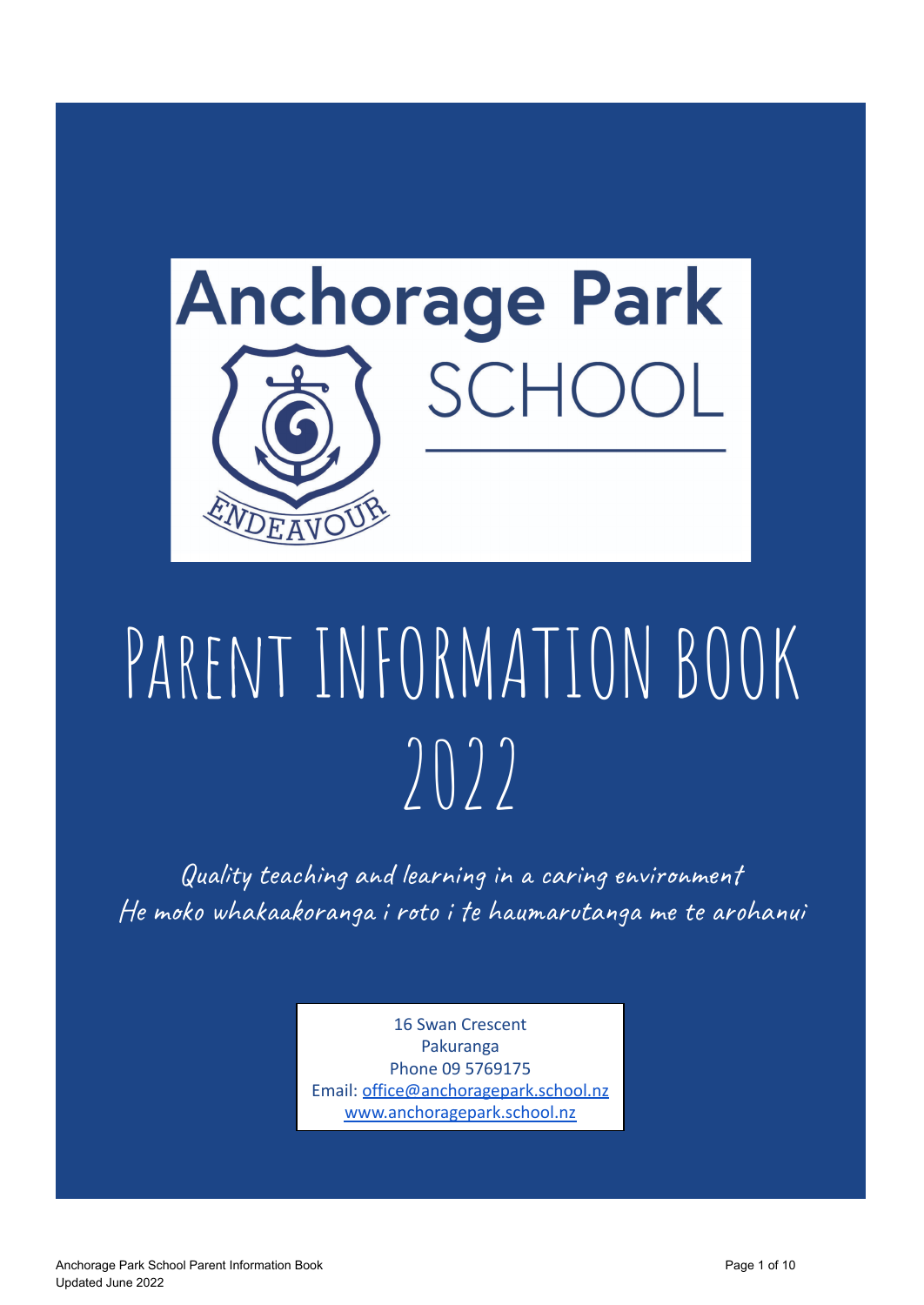# Anchorage Park SCHOOL

ENDEAVOUR

# PARENT INFORMATION BOOK 2022

*Quality teaching and learning in a caring environment*
*He moko whakaakoranga i roto i te haumarutanga me te arohanui*

16 Swan Crescent
Pakuranga
Phone 09 5769175
Email: office@anchoragepark.school.nz
www.anchoragepark.school.nz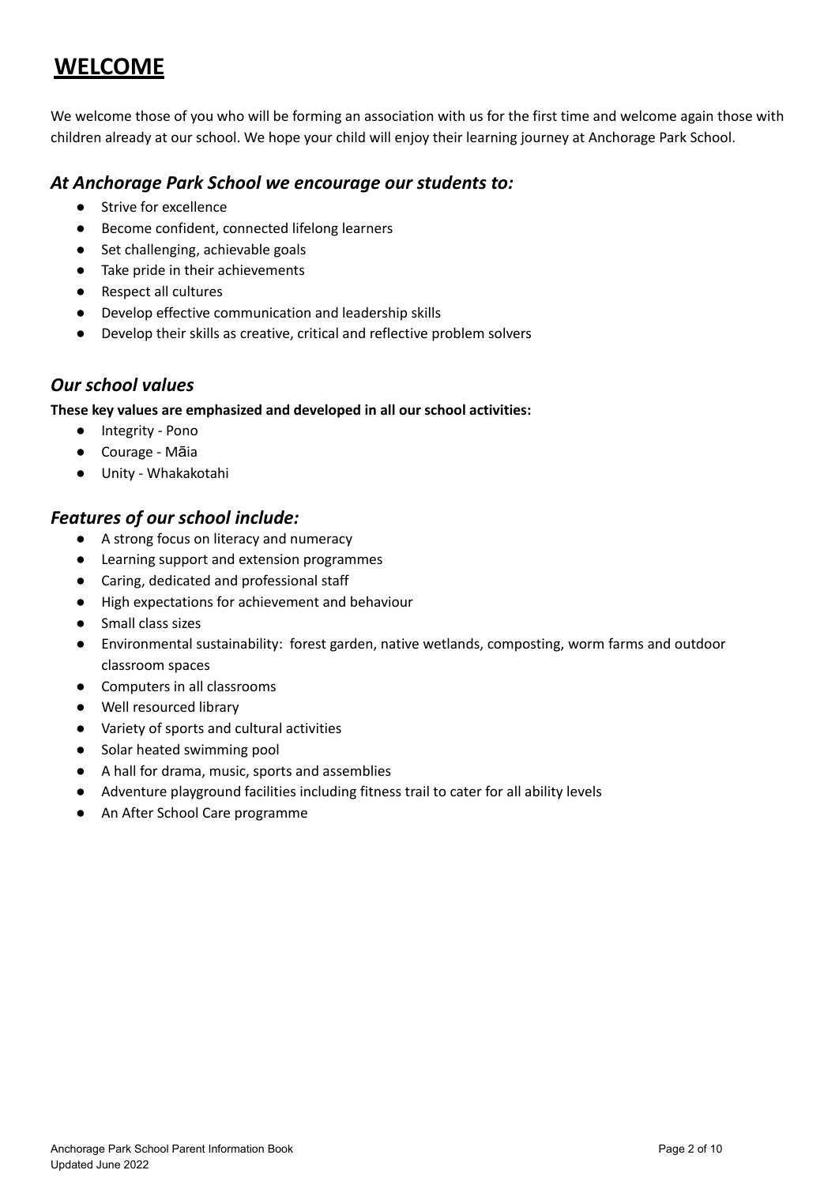# WELCOME

We welcome those of you who will be forming an association with us for the first time and welcome again those with children already at our school. We hope your child will enjoy their learning journey at Anchorage Park School.

## *At Anchorage Park School we encourage our students to:*

- Strive for excellence
- Become confident, connected lifelong learners
- Set challenging, achievable goals
- Take pride in their achievements
- Respect all cultures
- Develop effective communication and leadership skills
- Develop their skills as creative, critical and reflective problem solvers

## *Our school values*

**These key values are emphasized and developed in all our school activities:**

- Integrity - Pono
- Courage - Māia
- Unity - Whakakotahi

## *Features of our school include:*

- A strong focus on literacy and numeracy
- Learning support and extension programmes
- Caring, dedicated and professional staff
- High expectations for achievement and behaviour
- Small class sizes
- Environmental sustainability: forest garden, native wetlands, composting, worm farms and outdoor classroom spaces
- Computers in all classrooms
- Well resourced library
- Variety of sports and cultural activities
- Solar heated swimming pool
- A hall for drama, music, sports and assemblies
- Adventure playground facilities including fitness trail to cater for all ability levels
- An After School Care programme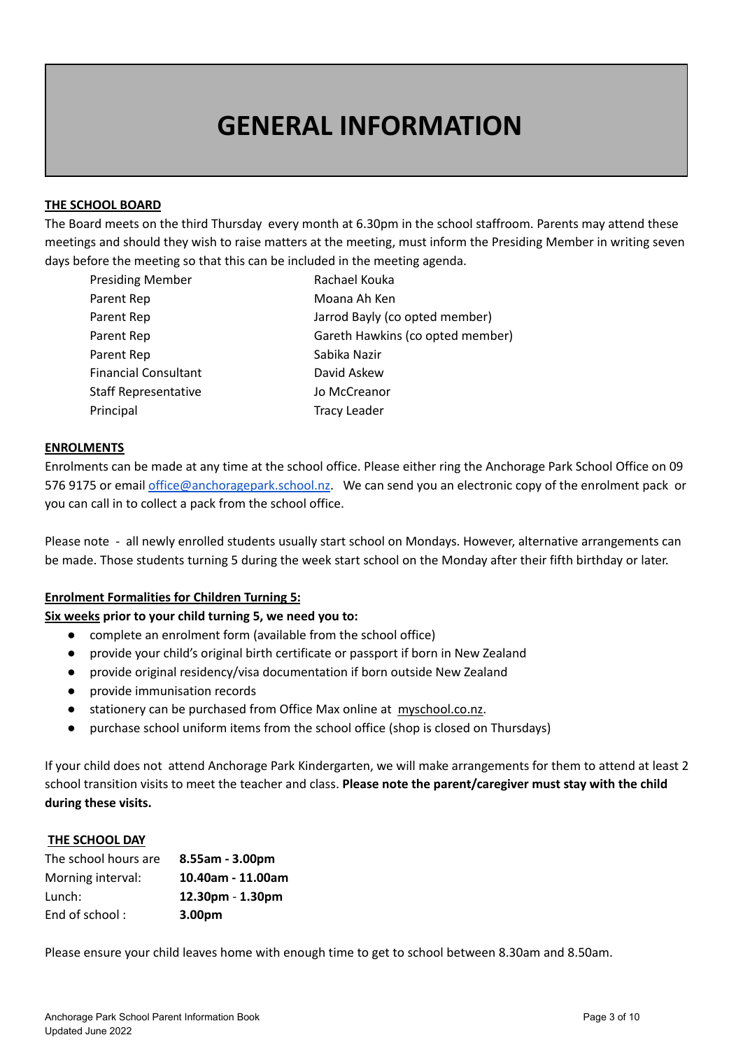# GENERAL INFORMATION

**THE SCHOOL BOARD**

The Board meets on the third Thursday every month at 6.30pm in the school staffroom. Parents may attend these meetings and should they wish to raise matters at the meeting, must inform the Presiding Member in writing seven days before the meeting so that this can be included in the meeting agenda.

| | |
|---|---|
| Presiding Member | Rachael Kouka |
| Parent Rep | Moana Ah Ken |
| Parent Rep | Jarrod Bayly (co opted member) |
| Parent Rep | Gareth Hawkins (co opted member) |
| Parent Rep | Sabika Nazir |
| Financial Consultant | David Askew |
| Staff Representative | Jo McCreanor |
| Principal | Tracy Leader |

**ENROLMENTS**

Enrolments can be made at any time at the school office. Please either ring the Anchorage Park School Office on 09 576 9175 or email office@anchoragepark.school.nz. We can send you an electronic copy of the enrolment pack or you can call in to collect a pack from the school office.

Please note - all newly enrolled students usually start school on Mondays. However, alternative arrangements can be made. Those students turning 5 during the week start school on the Monday after their fifth birthday or later.

**Enrolment Formalities for Children Turning 5:**

**Six weeks prior to your child turning 5, we need you to:**

- complete an enrolment form (available from the school office)
- provide your child's original birth certificate or passport if born in New Zealand
- provide original residency/visa documentation if born outside New Zealand
- provide immunisation records
- stationery can be purchased from Office Max online at myschool.co.nz.
- purchase school uniform items from the school office (shop is closed on Thursdays)

If your child does not attend Anchorage Park Kindergarten, we will make arrangements for them to attend at least 2 school transition visits to meet the teacher and class. **Please note the parent/caregiver must stay with the child during these visits.**

**THE SCHOOL DAY**

| | |
|---|---|
| The school hours are | **8.55am - 3.00pm** |
| Morning interval: | **10.40am - 11.00am** |
| Lunch: | **12.30pm - 1.30pm** |
| End of school : | **3.00pm** |

Please ensure your child leaves home with enough time to get to school between 8.30am and 8.50am.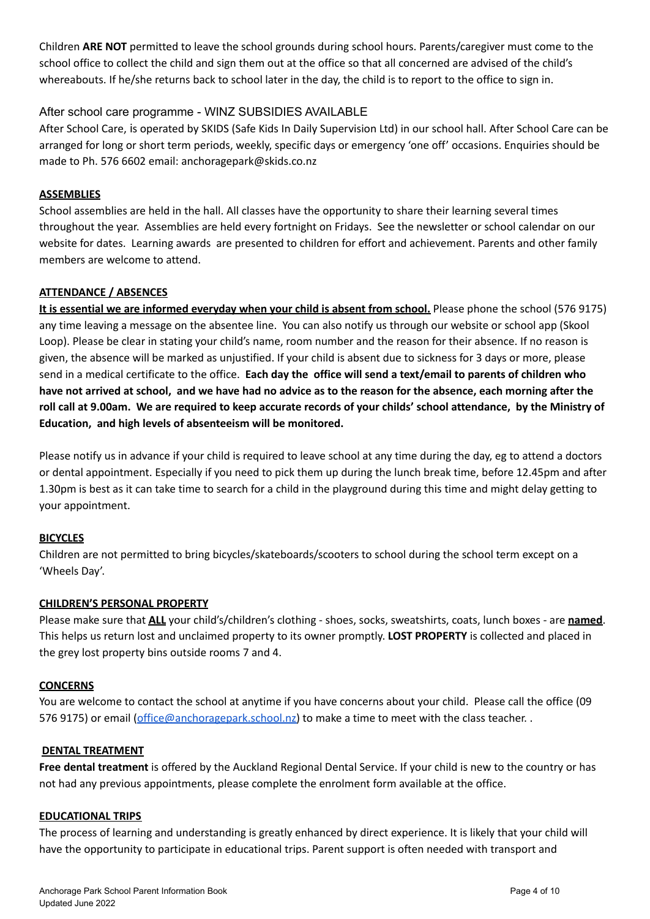Children **ARE NOT** permitted to leave the school grounds during school hours. Parents/caregiver must come to the school office to collect the child and sign them out at the office so that all concerned are advised of the child's whereabouts. If he/she returns back to school later in the day, the child is to report to the office to sign in.

### After school care programme - WINZ SUBSIDIES AVAILABLE

After School Care, is operated by SKIDS (Safe Kids In Daily Supervision Ltd) in our school hall. After School Care can be arranged for long or short term periods, weekly, specific days or emergency 'one off' occasions. Enquiries should be made to Ph. 576 6602 email: anchoragepark@skids.co.nz

### ASSEMBLIES

School assemblies are held in the hall. All classes have the opportunity to share their learning several times throughout the year. Assemblies are held every fortnight on Fridays. See the newsletter or school calendar on our website for dates. Learning awards are presented to children for effort and achievement. Parents and other family members are welcome to attend.

### ATTENDANCE / ABSENCES

**It is essential we are informed everyday when your child is absent from school.** Please phone the school (576 9175) any time leaving a message on the absentee line. You can also notify us through our website or school app (Skool Loop). Please be clear in stating your child's name, room number and the reason for their absence. If no reason is given, the absence will be marked as unjustified. If your child is absent due to sickness for 3 days or more, please send in a medical certificate to the office. **Each day the office will send a text/email to parents of children who have not arrived at school, and we have had no advice as to the reason for the absence, each morning after the roll call at 9.00am. We are required to keep accurate records of your childs' school attendance, by the Ministry of Education, and high levels of absenteeism will be monitored.**

Please notify us in advance if your child is required to leave school at any time during the day, eg to attend a doctors or dental appointment. Especially if you need to pick them up during the lunch break time, before 12.45pm and after 1.30pm is best as it can take time to search for a child in the playground during this time and might delay getting to your appointment.

### BICYCLES

Children are not permitted to bring bicycles/skateboards/scooters to school during the school term except on a 'Wheels Day'.

### CHILDREN'S PERSONAL PROPERTY

Please make sure that **ALL** your child's/children's clothing - shoes, socks, sweatshirts, coats, lunch boxes - are **named**. This helps us return lost and unclaimed property to its owner promptly. **LOST PROPERTY** is collected and placed in the grey lost property bins outside rooms 7 and 4.

### CONCERNS

You are welcome to contact the school at anytime if you have concerns about your child. Please call the office (09 576 9175) or email (office@anchoragepark.school.nz) to make a time to meet with the class teacher. .

### DENTAL TREATMENT

**Free dental treatment** is offered by the Auckland Regional Dental Service. If your child is new to the country or has not had any previous appointments, please complete the enrolment form available at the office.

### EDUCATIONAL TRIPS

The process of learning and understanding is greatly enhanced by direct experience. It is likely that your child will have the opportunity to participate in educational trips. Parent support is often needed with transport and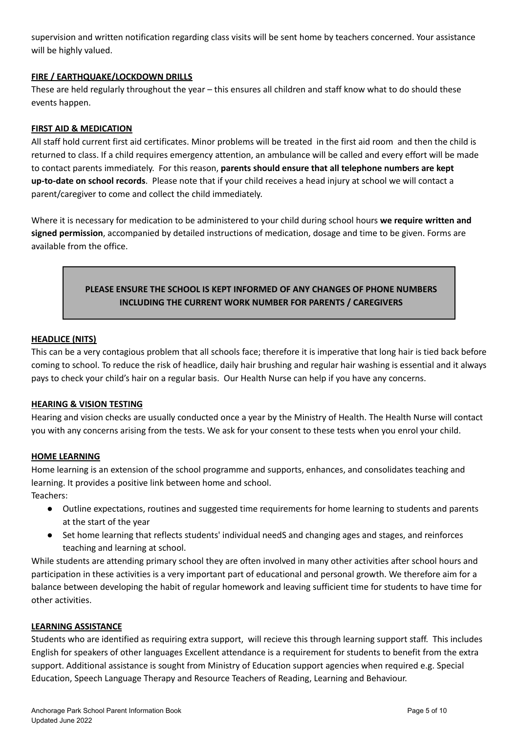supervision and written notification regarding class visits will be sent home by teachers concerned. Your assistance will be highly valued.

## FIRE / EARTHQUAKE/LOCKDOWN DRILLS

These are held regularly throughout the year – this ensures all children and staff know what to do should these events happen.

## FIRST AID & MEDICATION

All staff hold current first aid certificates. Minor problems will be treated in the first aid room and then the child is returned to class. If a child requires emergency attention, an ambulance will be called and every effort will be made to contact parents immediately. For this reason, **parents should ensure that all telephone numbers are kept up-to-date on school records**. Please note that if your child receives a head injury at school we will contact a parent/caregiver to come and collect the child immediately.

Where it is necessary for medication to be administered to your child during school hours **we require written and signed permission**, accompanied by detailed instructions of medication, dosage and time to be given. Forms are available from the office.

**PLEASE ENSURE THE SCHOOL IS KEPT INFORMED OF ANY CHANGES OF PHONE NUMBERS INCLUDING THE CURRENT WORK NUMBER FOR PARENTS / CAREGIVERS**

## HEADLICE (NITS)

This can be a very contagious problem that all schools face; therefore it is imperative that long hair is tied back before coming to school. To reduce the risk of headlice, daily hair brushing and regular hair washing is essential and it always pays to check your child's hair on a regular basis. Our Health Nurse can help if you have any concerns.

## HEARING & VISION TESTING

Hearing and vision checks are usually conducted once a year by the Ministry of Health. The Health Nurse will contact you with any concerns arising from the tests. We ask for your consent to these tests when you enrol your child.

## HOME LEARNING

Home learning is an extension of the school programme and supports, enhances, and consolidates teaching and learning. It provides a positive link between home and school.

Teachers:

- Outline expectations, routines and suggested time requirements for home learning to students and parents at the start of the year
- Set home learning that reflects students' individual needS and changing ages and stages, and reinforces teaching and learning at school.

While students are attending primary school they are often involved in many other activities after school hours and participation in these activities is a very important part of educational and personal growth. We therefore aim for a balance between developing the habit of regular homework and leaving sufficient time for students to have time for other activities.

## LEARNING ASSISTANCE

Students who are identified as requiring extra support, will recieve this through learning support staff. This includes English for speakers of other languages Excellent attendance is a requirement for students to benefit from the extra support. Additional assistance is sought from Ministry of Education support agencies when required e.g. Special Education, Speech Language Therapy and Resource Teachers of Reading, Learning and Behaviour.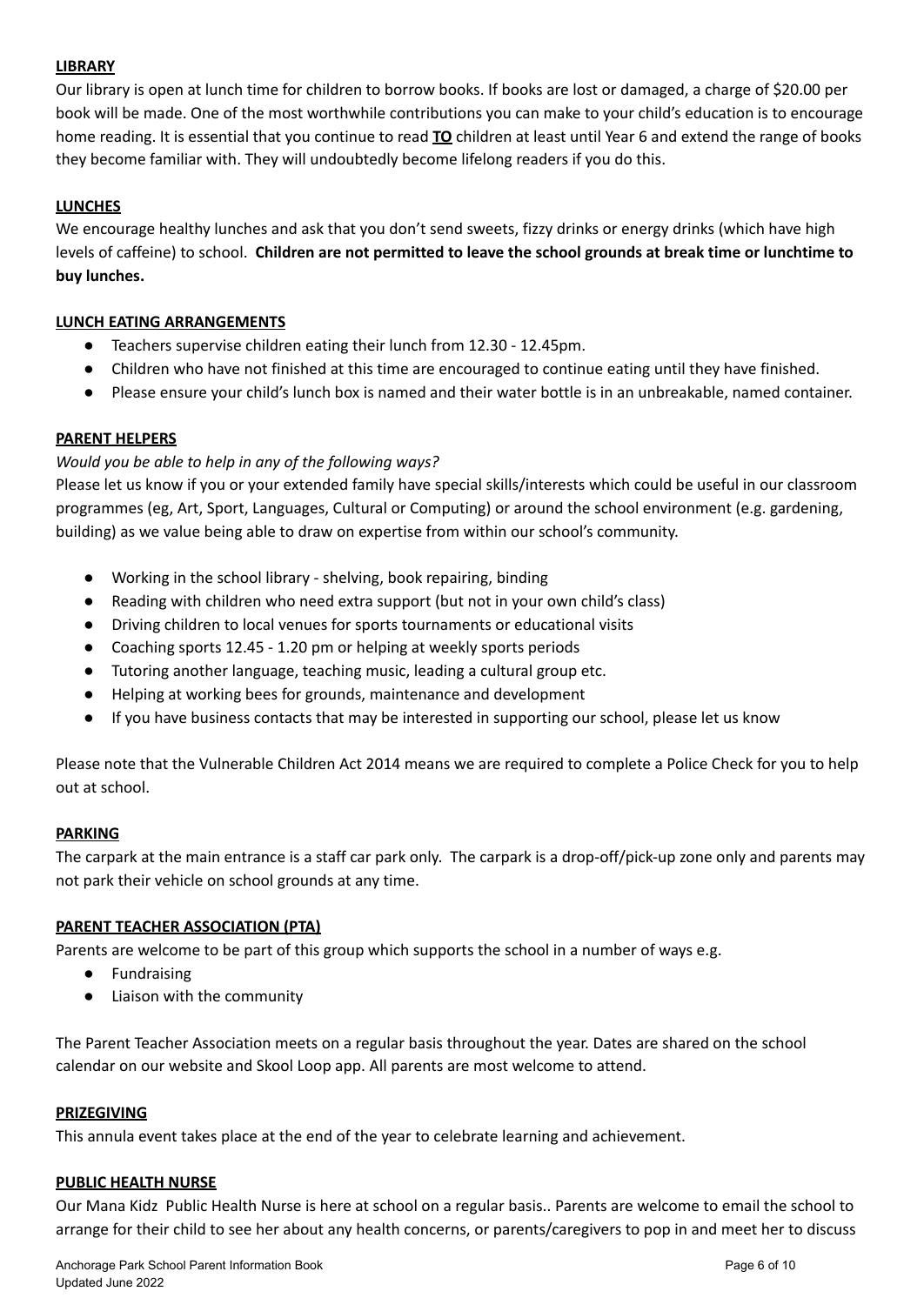**LIBRARY**

Our library is open at lunch time for children to borrow books. If books are lost or damaged, a charge of $20.00 per book will be made. One of the most worthwhile contributions you can make to your child's education is to encourage home reading. It is essential that you continue to read **TO** children at least until Year 6 and extend the range of books they become familiar with. They will undoubtedly become lifelong readers if you do this.

**LUNCHES**

We encourage healthy lunches and ask that you don't send sweets, fizzy drinks or energy drinks (which have high levels of caffeine) to school. **Children are not permitted to leave the school grounds at break time or lunchtime to buy lunches.**

**LUNCH EATING ARRANGEMENTS**

- Teachers supervise children eating their lunch from 12.30 - 12.45pm.
- Children who have not finished at this time are encouraged to continue eating until they have finished.
- Please ensure your child's lunch box is named and their water bottle is in an unbreakable, named container.

**PARENT HELPERS**

*Would you be able to help in any of the following ways?*

Please let us know if you or your extended family have special skills/interests which could be useful in our classroom programmes (eg, Art, Sport, Languages, Cultural or Computing) or around the school environment (e.g. gardening, building) as we value being able to draw on expertise from within our school's community.

- Working in the school library - shelving, book repairing, binding
- Reading with children who need extra support (but not in your own child's class)
- Driving children to local venues for sports tournaments or educational visits
- Coaching sports 12.45 - 1.20 pm or helping at weekly sports periods
- Tutoring another language, teaching music, leading a cultural group etc.
- Helping at working bees for grounds, maintenance and development
- If you have business contacts that may be interested in supporting our school, please let us know

Please note that the Vulnerable Children Act 2014 means we are required to complete a Police Check for you to help out at school.

**PARKING**

The carpark at the main entrance is a staff car park only. The carpark is a drop-off/pick-up zone only and parents may not park their vehicle on school grounds at any time.

**PARENT TEACHER ASSOCIATION (PTA)**

Parents are welcome to be part of this group which supports the school in a number of ways e.g.

- Fundraising
- Liaison with the community

The Parent Teacher Association meets on a regular basis throughout the year. Dates are shared on the school calendar on our website and Skool Loop app. All parents are most welcome to attend.

**PRIZEGIVING**

This annula event takes place at the end of the year to celebrate learning and achievement.

**PUBLIC HEALTH NURSE**

Our Mana Kidz Public Health Nurse is here at school on a regular basis.. Parents are welcome to email the school to arrange for their child to see her about any health concerns, or parents/caregivers to pop in and meet her to discuss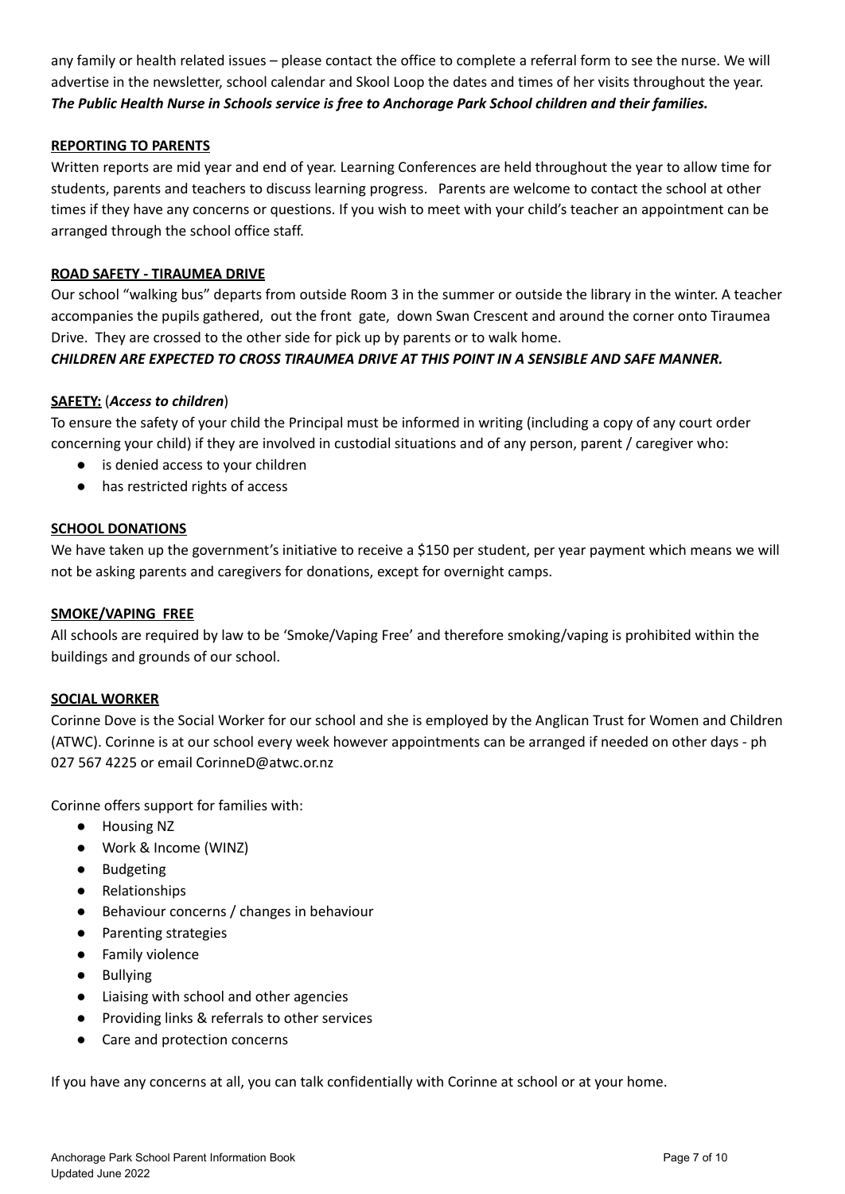any family or health related issues – please contact the office to complete a referral form to see the nurse. We will advertise in the newsletter, school calendar and Skool Loop the dates and times of her visits throughout the year. ***The Public Health Nurse in Schools service is free to Anchorage Park School children and their families.***

**REPORTING TO PARENTS**

Written reports are mid year and end of year. Learning Conferences are held throughout the year to allow time for students, parents and teachers to discuss learning progress. Parents are welcome to contact the school at other times if they have any concerns or questions. If you wish to meet with your child's teacher an appointment can be arranged through the school office staff.

**ROAD SAFETY - TIRAUMEA DRIVE**

Our school "walking bus" departs from outside Room 3 in the summer or outside the library in the winter. A teacher accompanies the pupils gathered, out the front gate, down Swan Crescent and around the corner onto Tiraumea Drive. They are crossed to the other side for pick up by parents or to walk home.

***CHILDREN ARE EXPECTED TO CROSS TIRAUMEA DRIVE AT THIS POINT IN A SENSIBLE AND SAFE MANNER.***

**SAFETY:** (***Access to children***)

To ensure the safety of your child the Principal must be informed in writing (including a copy of any court order concerning your child) if they are involved in custodial situations and of any person, parent / caregiver who:

- is denied access to your children
- has restricted rights of access

**SCHOOL DONATIONS**

We have taken up the government's initiative to receive a $150 per student, per year payment which means we will not be asking parents and caregivers for donations, except for overnight camps.

**SMOKE/VAPING FREE**

All schools are required by law to be 'Smoke/Vaping Free' and therefore smoking/vaping is prohibited within the buildings and grounds of our school.

**SOCIAL WORKER**

Corinne Dove is the Social Worker for our school and she is employed by the Anglican Trust for Women and Children (ATWC). Corinne is at our school every week however appointments can be arranged if needed on other days - ph 027 567 4225 or email CorinneD@atwc.or.nz

Corinne offers support for families with:

- Housing NZ
- Work & Income (WINZ)
- Budgeting
- Relationships
- Behaviour concerns / changes in behaviour
- Parenting strategies
- Family violence
- Bullying
- Liaising with school and other agencies
- Providing links & referrals to other services
- Care and protection concerns

If you have any concerns at all, you can talk confidentially with Corinne at school or at your home.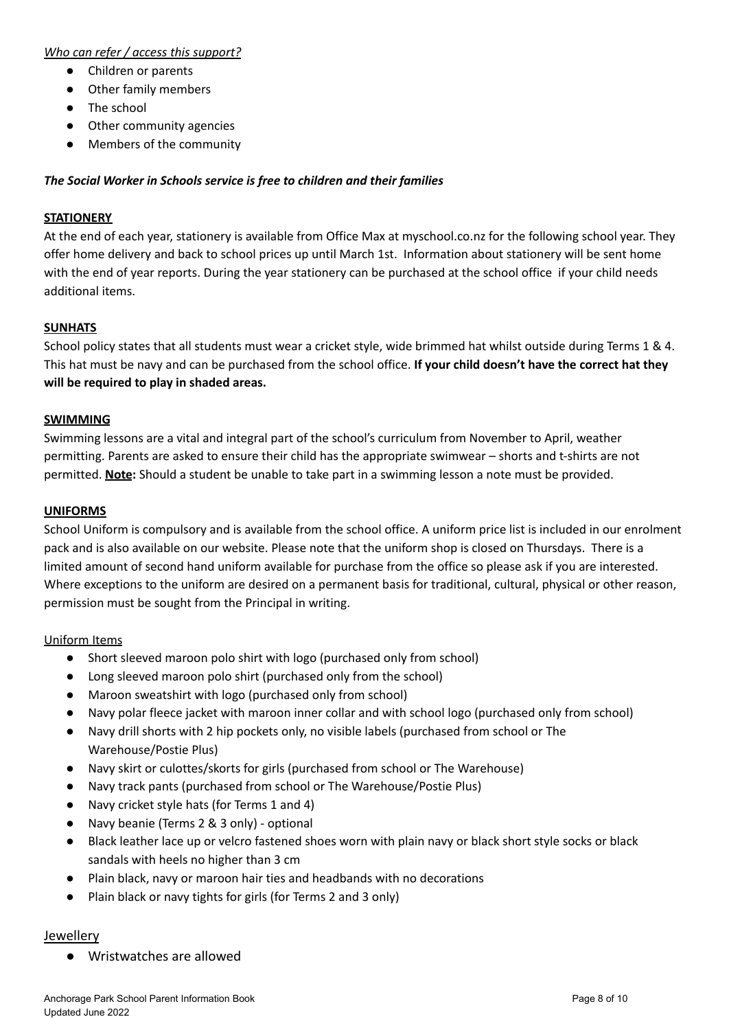*Who can refer / access this support?*

- Children or parents
- Other family members
- The school
- Other community agencies
- Members of the community

***The Social Worker in Schools service is free to children and their families***

**STATIONERY**

At the end of each year, stationery is available from Office Max at myschool.co.nz for the following school year. They offer home delivery and back to school prices up until March 1st. Information about stationery will be sent home with the end of year reports. During the year stationery can be purchased at the school office if your child needs additional items.

**SUNHATS**

School policy states that all students must wear a cricket style, wide brimmed hat whilst outside during Terms 1 & 4. This hat must be navy and can be purchased from the school office. **If your child doesn't have the correct hat they will be required to play in shaded areas.**

**SWIMMING**

Swimming lessons are a vital and integral part of the school's curriculum from November to April, weather permitting. Parents are asked to ensure their child has the appropriate swimwear – shorts and t-shirts are not permitted. **Note:** Should a student be unable to take part in a swimming lesson a note must be provided.

**UNIFORMS**

School Uniform is compulsory and is available from the school office. A uniform price list is included in our enrolment pack and is also available on our website. Please note that the uniform shop is closed on Thursdays. There is a limited amount of second hand uniform available for purchase from the office so please ask if you are interested. Where exceptions to the uniform are desired on a permanent basis for traditional, cultural, physical or other reason, permission must be sought from the Principal in writing.

Uniform Items

- Short sleeved maroon polo shirt with logo (purchased only from school)
- Long sleeved maroon polo shirt (purchased only from the school)
- Maroon sweatshirt with logo (purchased only from school)
- Navy polar fleece jacket with maroon inner collar and with school logo (purchased only from school)
- Navy drill shorts with 2 hip pockets only, no visible labels (purchased from school or The Warehouse/Postie Plus)
- Navy skirt or culottes/skorts for girls (purchased from school or The Warehouse)
- Navy track pants (purchased from school or The Warehouse/Postie Plus)
- Navy cricket style hats (for Terms 1 and 4)
- Navy beanie (Terms 2 & 3 only) - optional
- Black leather lace up or velcro fastened shoes worn with plain navy or black short style socks or black sandals with heels no higher than 3 cm
- Plain black, navy or maroon hair ties and headbands with no decorations
- Plain black or navy tights for girls (for Terms 2 and 3 only)

Jewellery

- Wristwatches are allowed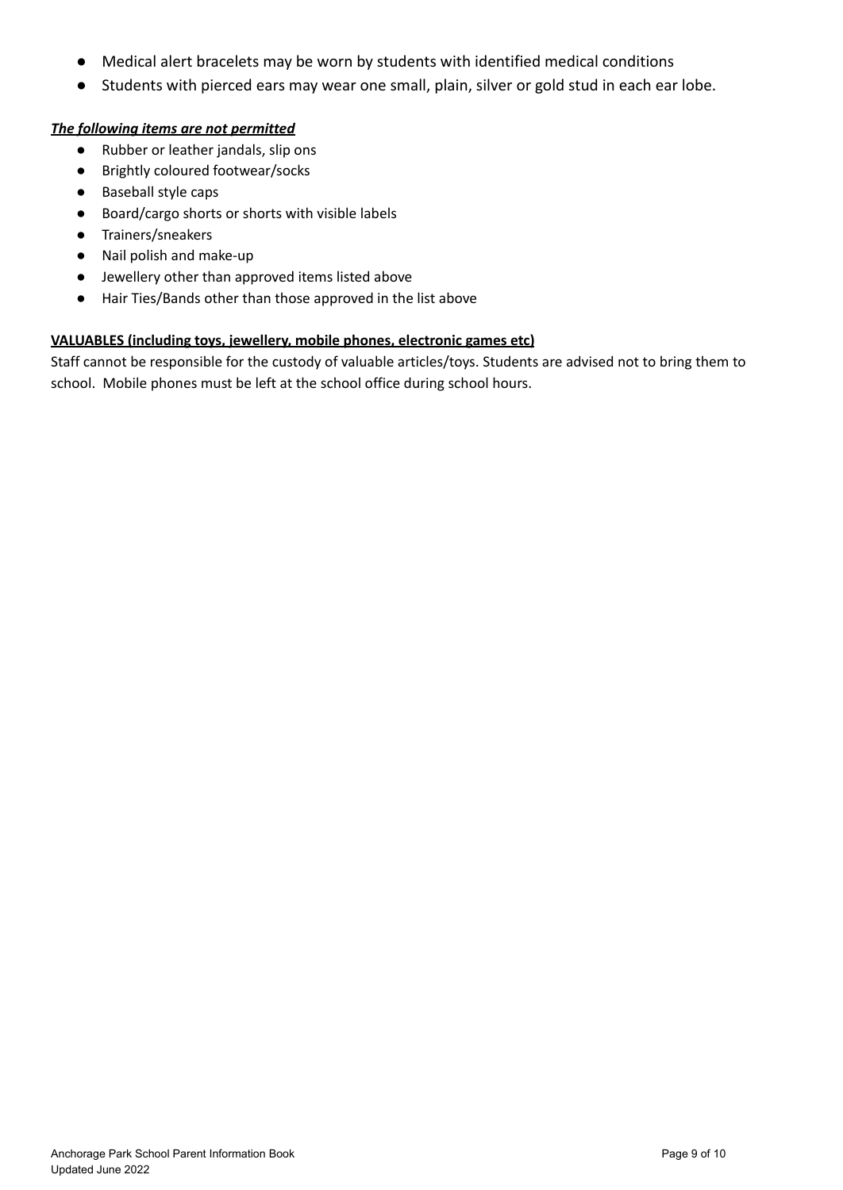- Medical alert bracelets may be worn by students with identified medical conditions
- Students with pierced ears may wear one small, plain, silver or gold stud in each ear lobe.

***The following items are not permitted***

- Rubber or leather jandals, slip ons
- Brightly coloured footwear/socks
- Baseball style caps
- Board/cargo shorts or shorts with visible labels
- Trainers/sneakers
- Nail polish and make-up
- Jewellery other than approved items listed above
- Hair Ties/Bands other than those approved in the list above

**VALUABLES (including toys, jewellery, mobile phones, electronic games etc)**

Staff cannot be responsible for the custody of valuable articles/toys. Students are advised not to bring them to school. Mobile phones must be left at the school office during school hours.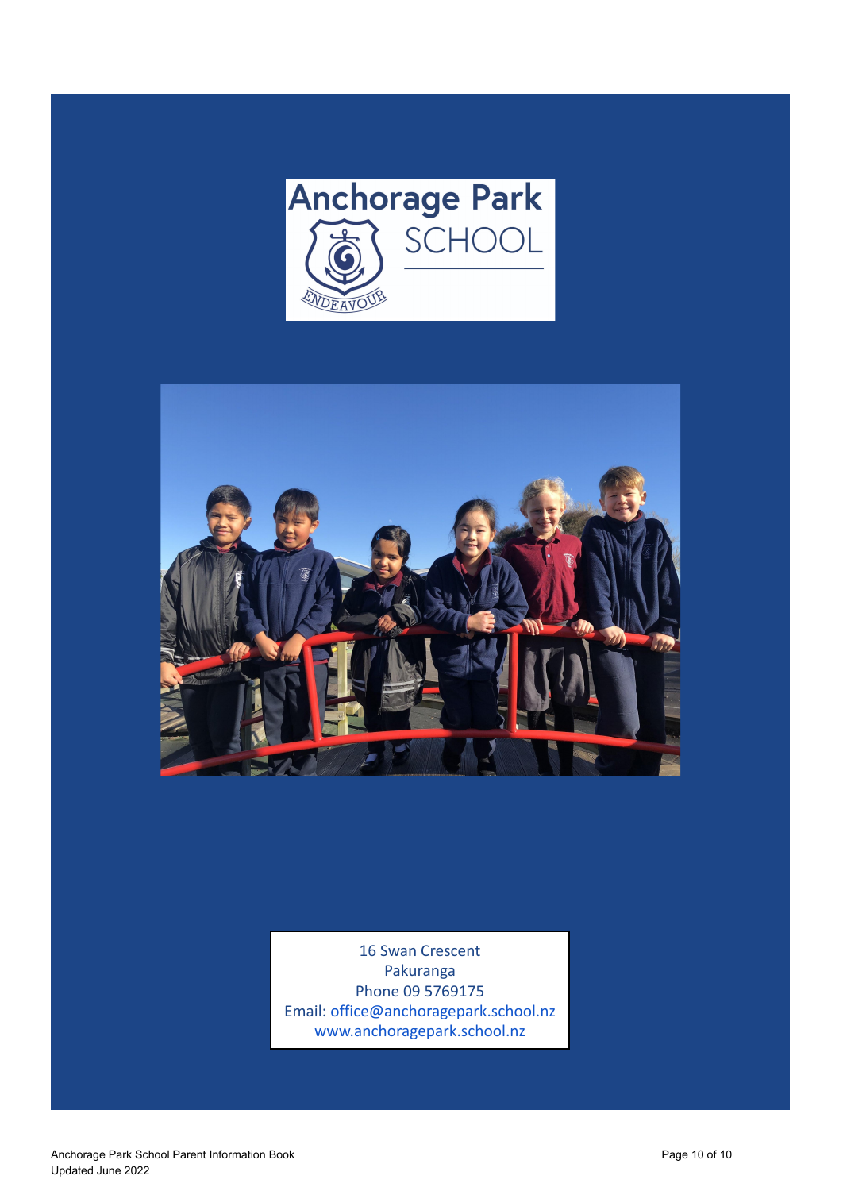Anchorage Park SCHOOL

ENDEAVOUR

16 Swan Crescent
Pakuranga
Phone 09 5769175
Email: office@anchoragepark.school.nz
www.anchoragepark.school.nz